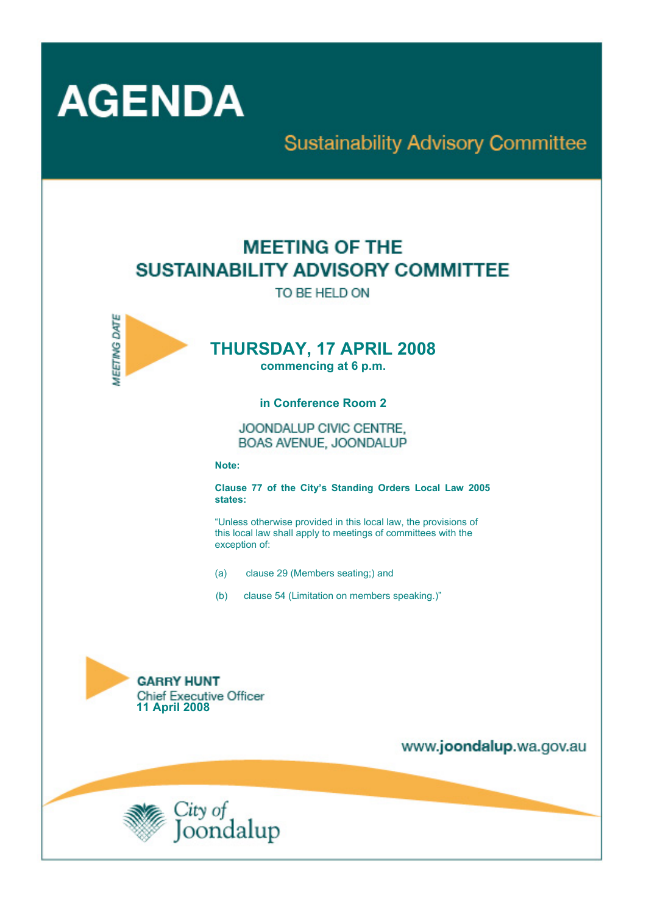# AGENDA

## Sustainability Advisory Committee

## MEETING OF THE SUSTAINABILITY ADVISORY COMMITTEE

TO BE HELD ON

*MEETING DATE*

## THURSDAY, 17 APRIL 2008

**commencing at 6 p.m.**

**in Conference Room 2**

JOONDALUP CIVIC CENTRE,
BOAS AVENUE, JOONDALUP

**Note:**

**Clause 77 of the City's Standing Orders Local Law 2005 states:**

"Unless otherwise provided in this local law, the provisions of this local law shall apply to meetings of committees with the exception of:

(a) clause 29 (Members seating;) and

(b) clause 54 (Limitation on members speaking.)"

**GARRY HUNT**
Chief Executive Officer
**11 April 2008**

www.**joondalup**.wa.gov.au

City of Joondalup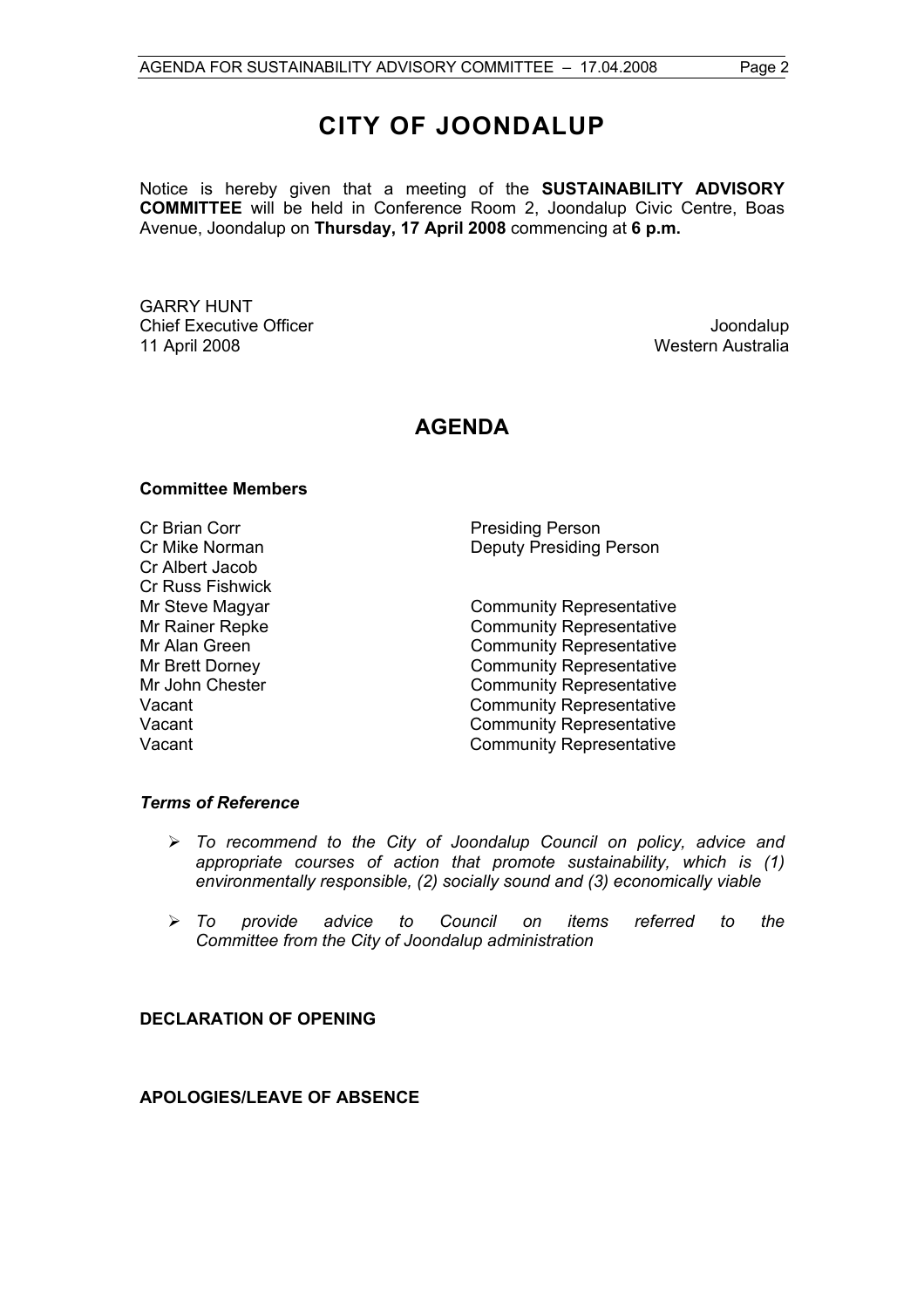# CITY OF JOONDALUP

Notice is hereby given that a meeting of the **SUSTAINABILITY ADVISORY COMMITTEE** will be held in Conference Room 2, Joondalup Civic Centre, Boas Avenue, Joondalup on **Thursday, 17 April 2008** commencing at **6 p.m.**

GARRY HUNT
Chief Executive Officer
11 April 2008

Joondalup
Western Australia

## AGENDA

### Committee Members

| | |
|---|---|
| Cr Brian Corr | Presiding Person |
| Cr Mike Norman | Deputy Presiding Person |
| Cr Albert Jacob | |
| Cr Russ Fishwick | |
| Mr Steve Magyar | Community Representative |
| Mr Rainer Repke | Community Representative |
| Mr Alan Green | Community Representative |
| Mr Brett Dorney | Community Representative |
| Mr John Chester | Community Representative |
| Vacant | Community Representative |
| Vacant | Community Representative |
| Vacant | Community Representative |

### *Terms of Reference*

- *To recommend to the City of Joondalup Council on policy, advice and appropriate courses of action that promote sustainability, which is (1) environmentally responsible, (2) socially sound and (3) economically viable*
- *To provide advice to Council on items referred to the Committee from the City of Joondalup administration*

### DECLARATION OF OPENING

### APOLOGIES/LEAVE OF ABSENCE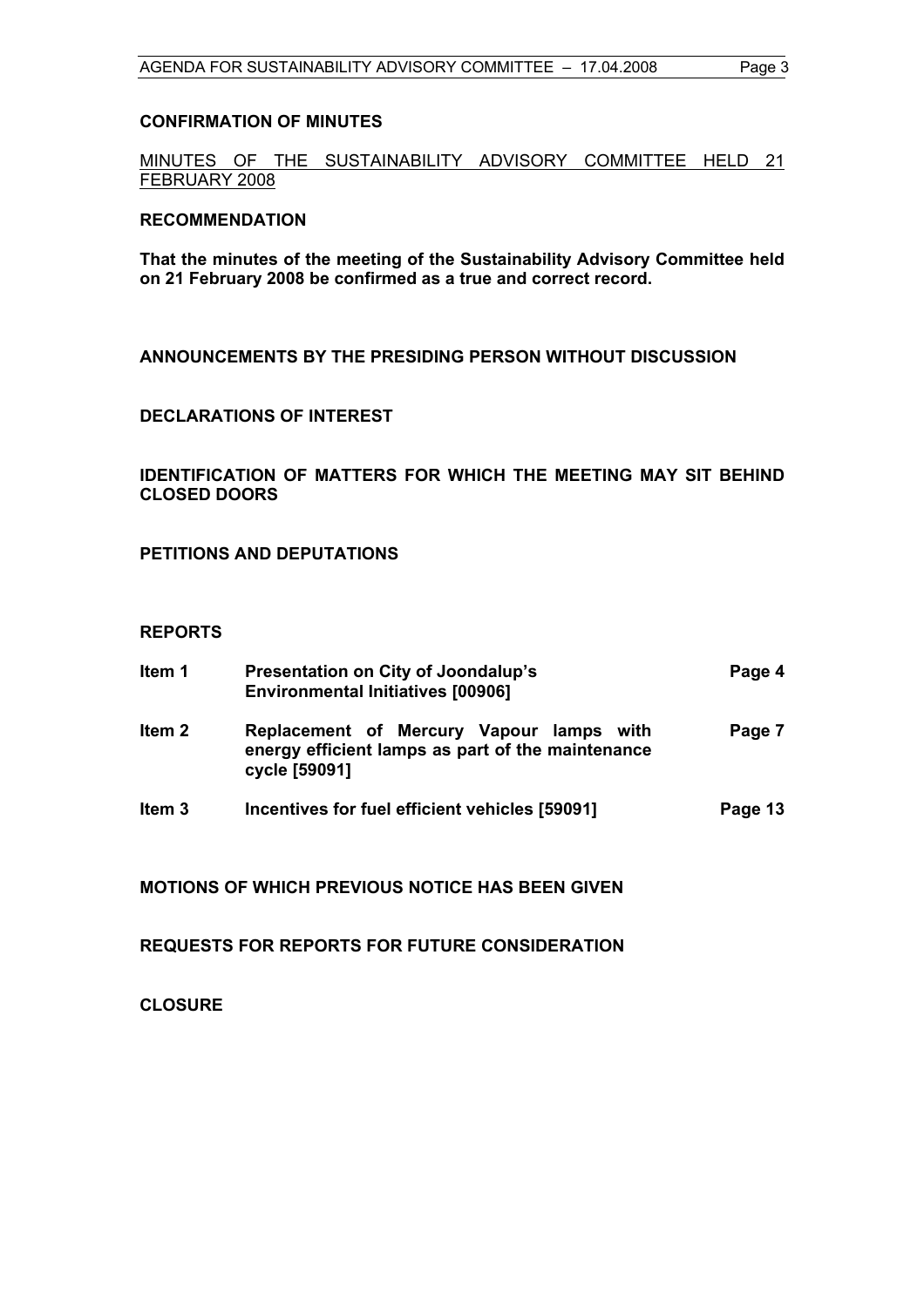**CONFIRMATION OF MINUTES**

MINUTES OF THE SUSTAINABILITY ADVISORY COMMITTEE HELD 21 FEBRUARY 2008

**RECOMMENDATION**

**That the minutes of the meeting of the Sustainability Advisory Committee held on 21 February 2008 be confirmed as a true and correct record.**

**ANNOUNCEMENTS BY THE PRESIDING PERSON WITHOUT DISCUSSION**

**DECLARATIONS OF INTEREST**

**IDENTIFICATION OF MATTERS FOR WHICH THE MEETING MAY SIT BEHIND CLOSED DOORS**

**PETITIONS AND DEPUTATIONS**

**REPORTS**

| | | |
|---|---|---|
| **Item 1** | **Presentation on City of Joondalup's Environmental Initiatives [00906]** | **Page 4** |
| **Item 2** | **Replacement of Mercury Vapour lamps with energy efficient lamps as part of the maintenance cycle [59091]** | **Page 7** |
| **Item 3** | **Incentives for fuel efficient vehicles [59091]** | **Page 13** |

**MOTIONS OF WHICH PREVIOUS NOTICE HAS BEEN GIVEN**

**REQUESTS FOR REPORTS FOR FUTURE CONSIDERATION**

**CLOSURE**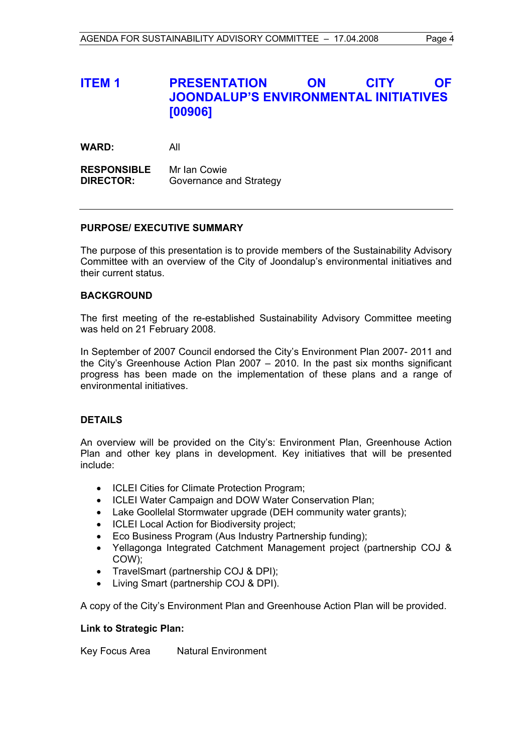# ITEM 1 PRESENTATION ON CITY OF JOONDALUP'S ENVIRONMENTAL INITIATIVES [00906]

**WARD:** All

**RESPONSIBLE DIRECTOR:** Mr Ian Cowie
Governance and Strategy

---

**PURPOSE/ EXECUTIVE SUMMARY**

The purpose of this presentation is to provide members of the Sustainability Advisory Committee with an overview of the City of Joondalup's environmental initiatives and their current status.

**BACKGROUND**

The first meeting of the re-established Sustainability Advisory Committee meeting was held on 21 February 2008.

In September of 2007 Council endorsed the City's Environment Plan 2007- 2011 and the City's Greenhouse Action Plan 2007 – 2010. In the past six months significant progress has been made on the implementation of these plans and a range of environmental initiatives.

**DETAILS**

An overview will be provided on the City's: Environment Plan, Greenhouse Action Plan and other key plans in development. Key initiatives that will be presented include:

- ICLEI Cities for Climate Protection Program;
- ICLEI Water Campaign and DOW Water Conservation Plan;
- Lake Goollelal Stormwater upgrade (DEH community water grants);
- ICLEI Local Action for Biodiversity project;
- Eco Business Program (Aus Industry Partnership funding);
- Yellagonga Integrated Catchment Management project (partnership COJ & COW);
- TravelSmart (partnership COJ & DPI);
- Living Smart (partnership COJ & DPI).

A copy of the City's Environment Plan and Greenhouse Action Plan will be provided.

**Link to Strategic Plan:**

Key Focus Area Natural Environment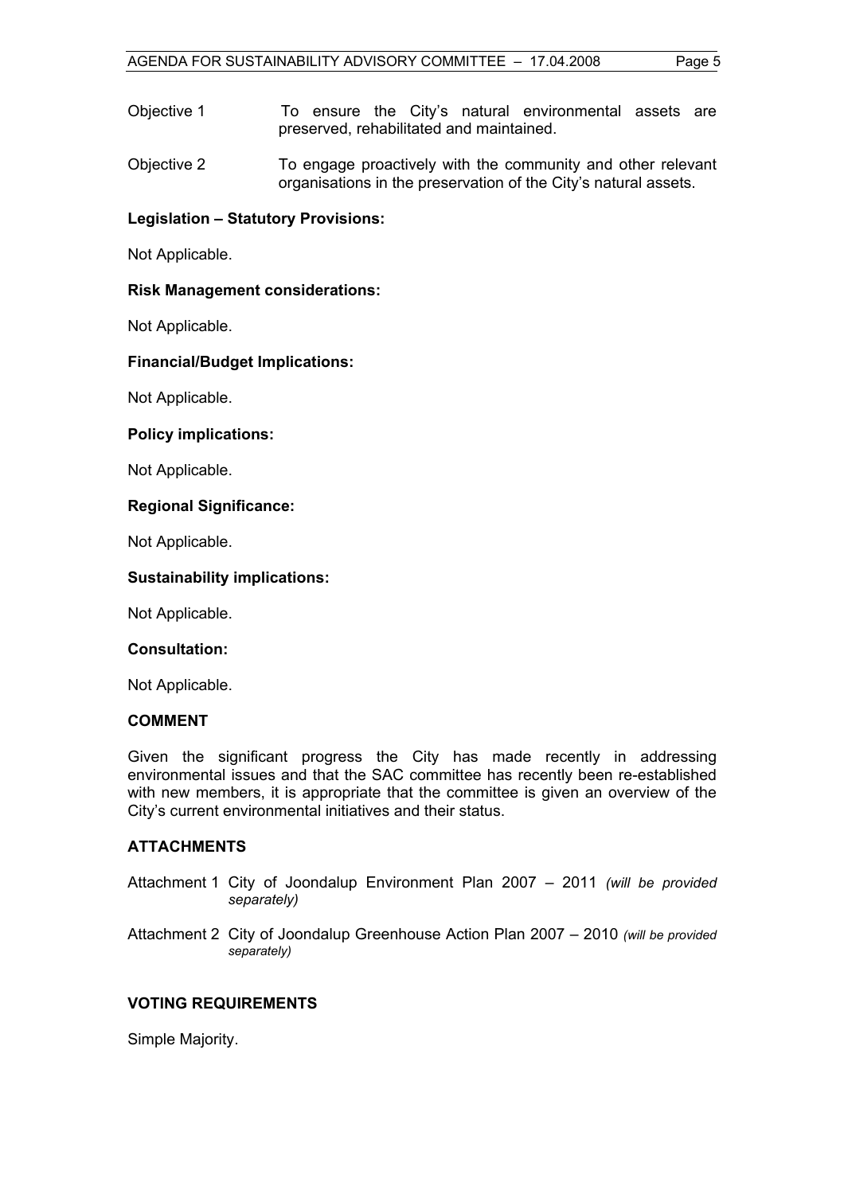Objective 1 To ensure the City's natural environmental assets are preserved, rehabilitated and maintained.

Objective 2 To engage proactively with the community and other relevant organisations in the preservation of the City's natural assets.

**Legislation – Statutory Provisions:**

Not Applicable.

**Risk Management considerations:**

Not Applicable.

**Financial/Budget Implications:**

Not Applicable.

**Policy implications:**

Not Applicable.

**Regional Significance:**

Not Applicable.

**Sustainability implications:**

Not Applicable.

**Consultation:**

Not Applicable.

**COMMENT**

Given the significant progress the City has made recently in addressing environmental issues and that the SAC committee has recently been re-established with new members, it is appropriate that the committee is given an overview of the City's current environmental initiatives and their status.

**ATTACHMENTS**

Attachment 1 City of Joondalup Environment Plan 2007 – 2011 *(will be provided separately)*

Attachment 2 City of Joondalup Greenhouse Action Plan 2007 – 2010 *(will be provided separately)*

**VOTING REQUIREMENTS**

Simple Majority.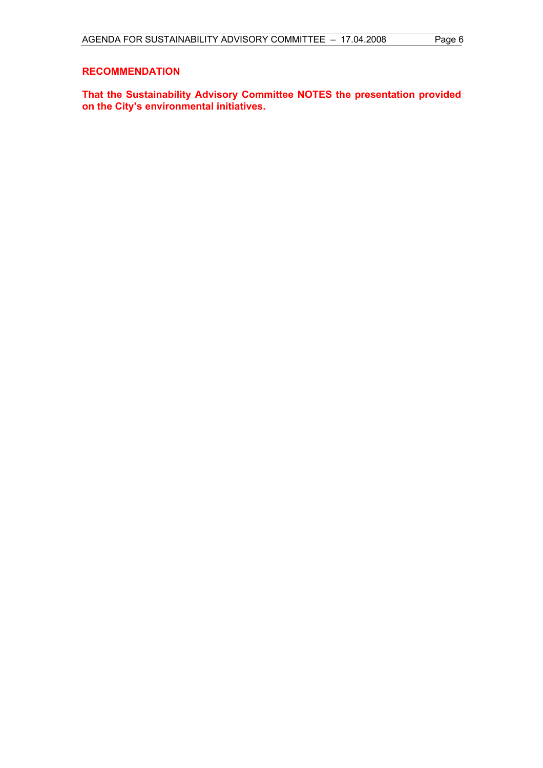**RECOMMENDATION**

**That the Sustainability Advisory Committee NOTES the presentation provided on the City's environmental initiatives.**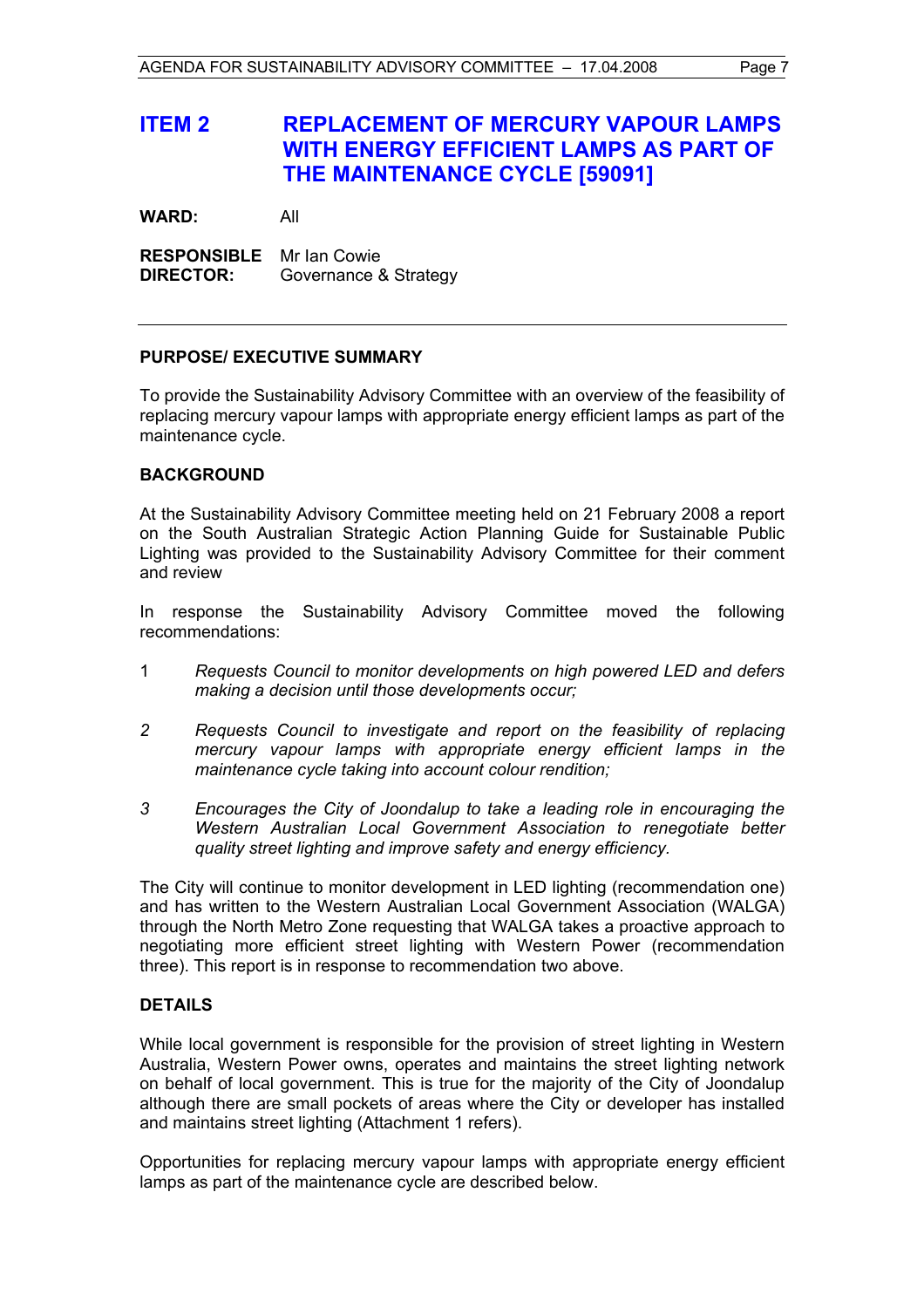# ITEM 2 REPLACEMENT OF MERCURY VAPOUR LAMPS WITH ENERGY EFFICIENT LAMPS AS PART OF THE MAINTENANCE CYCLE [59091]

**WARD:** All

**RESPONSIBLE DIRECTOR:** Mr Ian Cowie
Governance & Strategy

---

**PURPOSE/ EXECUTIVE SUMMARY**

To provide the Sustainability Advisory Committee with an overview of the feasibility of replacing mercury vapour lamps with appropriate energy efficient lamps as part of the maintenance cycle.

**BACKGROUND**

At the Sustainability Advisory Committee meeting held on 21 February 2008 a report on the South Australian Strategic Action Planning Guide for Sustainable Public Lighting was provided to the Sustainability Advisory Committee for their comment and review

In response the Sustainability Advisory Committee moved the following recommendations:

1 *Requests Council to monitor developments on high powered LED and defers making a decision until those developments occur;*

*2 Requests Council to investigate and report on the feasibility of replacing mercury vapour lamps with appropriate energy efficient lamps in the maintenance cycle taking into account colour rendition;*

*3 Encourages the City of Joondalup to take a leading role in encouraging the Western Australian Local Government Association to renegotiate better quality street lighting and improve safety and energy efficiency.*

The City will continue to monitor development in LED lighting (recommendation one) and has written to the Western Australian Local Government Association (WALGA) through the North Metro Zone requesting that WALGA takes a proactive approach to negotiating more efficient street lighting with Western Power (recommendation three). This report is in response to recommendation two above.

**DETAILS**

While local government is responsible for the provision of street lighting in Western Australia, Western Power owns, operates and maintains the street lighting network on behalf of local government. This is true for the majority of the City of Joondalup although there are small pockets of areas where the City or developer has installed and maintains street lighting (Attachment 1 refers).

Opportunities for replacing mercury vapour lamps with appropriate energy efficient lamps as part of the maintenance cycle are described below.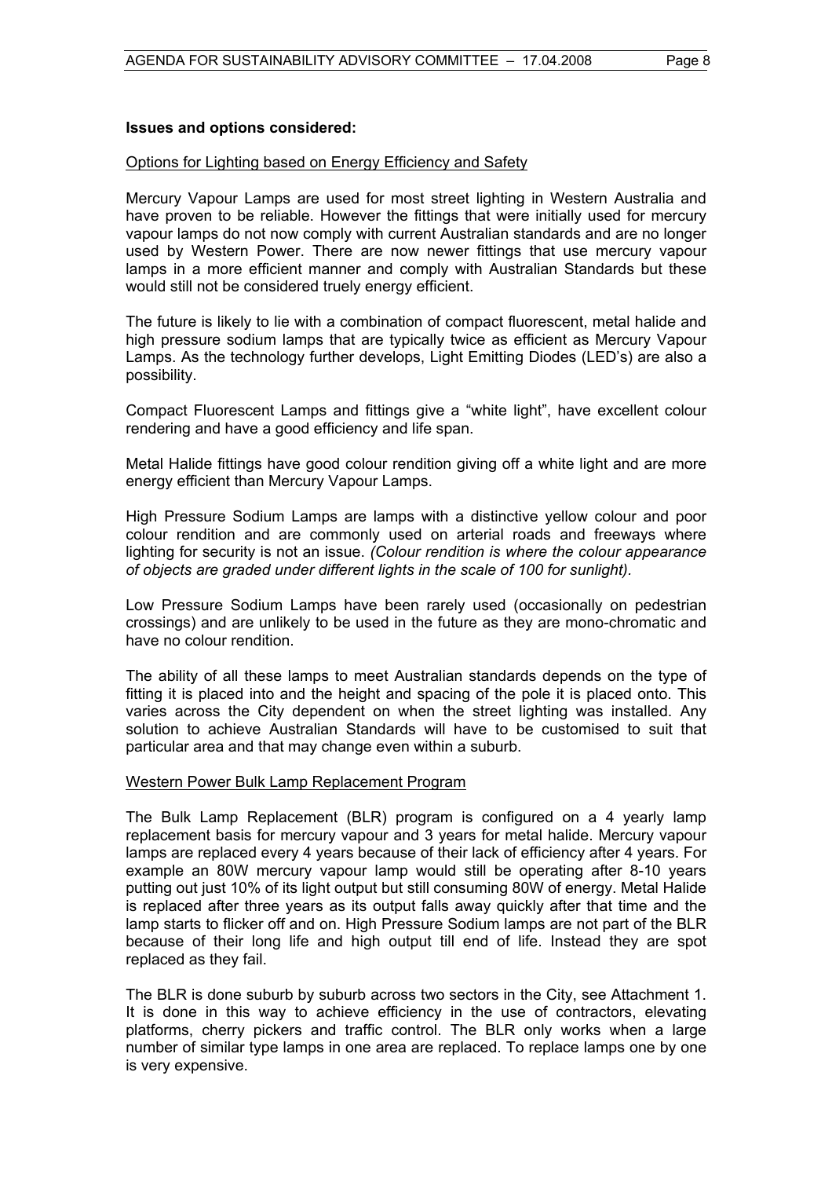**Issues and options considered:**

Options for Lighting based on Energy Efficiency and Safety

Mercury Vapour Lamps are used for most street lighting in Western Australia and have proven to be reliable. However the fittings that were initially used for mercury vapour lamps do not now comply with current Australian standards and are no longer used by Western Power. There are now newer fittings that use mercury vapour lamps in a more efficient manner and comply with Australian Standards but these would still not be considered truely energy efficient.

The future is likely to lie with a combination of compact fluorescent, metal halide and high pressure sodium lamps that are typically twice as efficient as Mercury Vapour Lamps. As the technology further develops, Light Emitting Diodes (LED's) are also a possibility.

Compact Fluorescent Lamps and fittings give a "white light", have excellent colour rendering and have a good efficiency and life span.

Metal Halide fittings have good colour rendition giving off a white light and are more energy efficient than Mercury Vapour Lamps.

High Pressure Sodium Lamps are lamps with a distinctive yellow colour and poor colour rendition and are commonly used on arterial roads and freeways where lighting for security is not an issue. *(Colour rendition is where the colour appearance of objects are graded under different lights in the scale of 100 for sunlight).*

Low Pressure Sodium Lamps have been rarely used (occasionally on pedestrian crossings) and are unlikely to be used in the future as they are mono-chromatic and have no colour rendition.

The ability of all these lamps to meet Australian standards depends on the type of fitting it is placed into and the height and spacing of the pole it is placed onto. This varies across the City dependent on when the street lighting was installed. Any solution to achieve Australian Standards will have to be customised to suit that particular area and that may change even within a suburb.

Western Power Bulk Lamp Replacement Program

The Bulk Lamp Replacement (BLR) program is configured on a 4 yearly lamp replacement basis for mercury vapour and 3 years for metal halide. Mercury vapour lamps are replaced every 4 years because of their lack of efficiency after 4 years. For example an 80W mercury vapour lamp would still be operating after 8-10 years putting out just 10% of its light output but still consuming 80W of energy. Metal Halide is replaced after three years as its output falls away quickly after that time and the lamp starts to flicker off and on. High Pressure Sodium lamps are not part of the BLR because of their long life and high output till end of life. Instead they are spot replaced as they fail.

The BLR is done suburb by suburb across two sectors in the City, see Attachment 1. It is done in this way to achieve efficiency in the use of contractors, elevating platforms, cherry pickers and traffic control. The BLR only works when a large number of similar type lamps in one area are replaced. To replace lamps one by one is very expensive.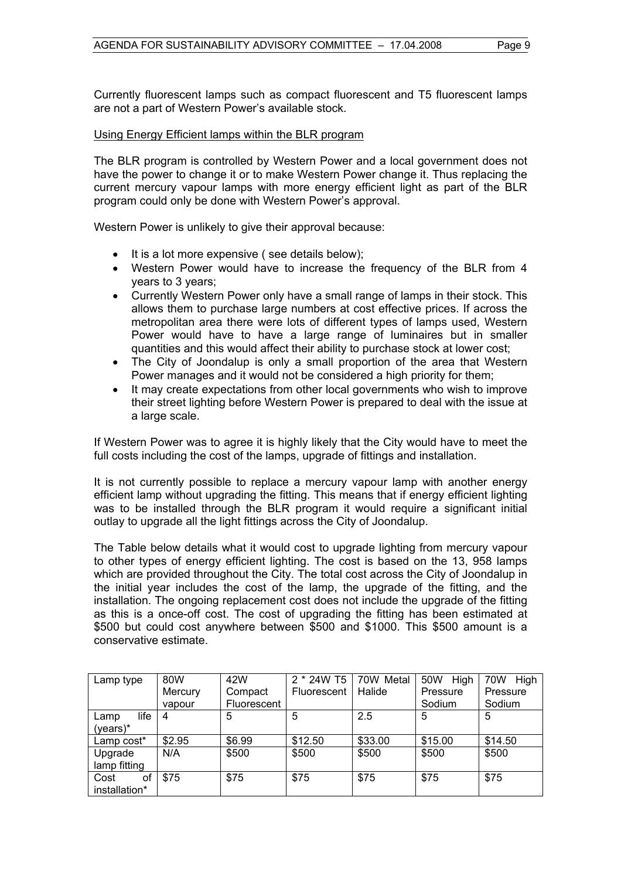Currently fluorescent lamps such as compact fluorescent and T5 fluorescent lamps are not a part of Western Power's available stock.

Using Energy Efficient lamps within the BLR program

The BLR program is controlled by Western Power and a local government does not have the power to change it or to make Western Power change it. Thus replacing the current mercury vapour lamps with more energy efficient light as part of the BLR program could only be done with Western Power's approval.

Western Power is unlikely to give their approval because:

- It is a lot more expensive ( see details below);
- Western Power would have to increase the frequency of the BLR from 4 years to 3 years;
- Currently Western Power only have a small range of lamps in their stock. This allows them to purchase large numbers at cost effective prices. If across the metropolitan area there were lots of different types of lamps used, Western Power would have to have a large range of luminaires but in smaller quantities and this would affect their ability to purchase stock at lower cost;
- The City of Joondalup is only a small proportion of the area that Western Power manages and it would not be considered a high priority for them;
- It may create expectations from other local governments who wish to improve their street lighting before Western Power is prepared to deal with the issue at a large scale.

If Western Power was to agree it is highly likely that the City would have to meet the full costs including the cost of the lamps, upgrade of fittings and installation.

It is not currently possible to replace a mercury vapour lamp with another energy efficient lamp without upgrading the fitting. This means that if energy efficient lighting was to be installed through the BLR program it would require a significant initial outlay to upgrade all the light fittings across the City of Joondalup.

The Table below details what it would cost to upgrade lighting from mercury vapour to other types of energy efficient lighting. The cost is based on the 13, 958 lamps which are provided throughout the City. The total cost across the City of Joondalup in the initial year includes the cost of the lamp, the upgrade of the fitting, and the installation. The ongoing replacement cost does not include the upgrade of the fitting as this is a once-off cost. The cost of upgrading the fitting has been estimated at $500 but could cost anywhere between $500 and $1000. This $500 amount is a conservative estimate.

| Lamp type | 80W Mercury vapour | 42W Compact Fluorescent | 2 * 24W T5 Fluorescent | 70W Metal Halide | 50W High Pressure Sodium | 70W High Pressure Sodium |
|---|---|---|---|---|---|---|
| Lamp life (years)* | 4 | 5 | 5 | 2.5 | 5 | 5 |
| Lamp cost* | $2.95 | $6.99 | $12.50 | $33.00 | $15.00 | $14.50 |
| Upgrade lamp fitting | N/A | $500 | $500 | $500 | $500 | $500 |
| Cost of installation* | $75 | $75 | $75 | $75 | $75 | $75 |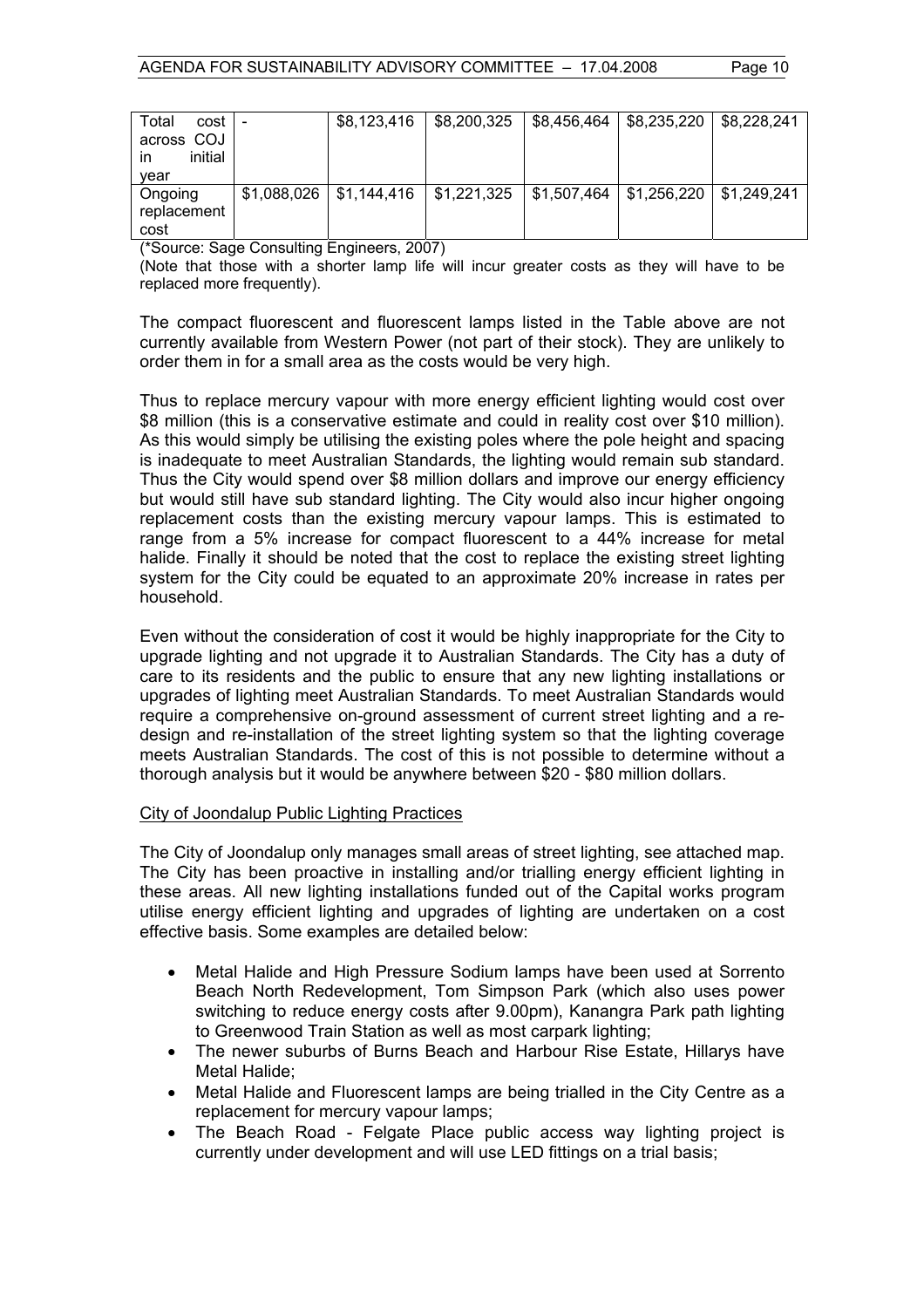| Total cost across COJ in initial year | - | \$8,123,416 | \$8,200,325 | \$8,456,464 | \$8,235,220 | \$8,228,241 |
|---|---|---|---|---|---|---|
| Ongoing replacement cost | \$1,088,026 | \$1,144,416 | \$1,221,325 | \$1,507,464 | \$1,256,220 | \$1,249,241 |

(*Source: Sage Consulting Engineers, 2007)

(Note that those with a shorter lamp life will incur greater costs as they will have to be replaced more frequently).

The compact fluorescent and fluorescent lamps listed in the Table above are not currently available from Western Power (not part of their stock). They are unlikely to order them in for a small area as the costs would be very high.

Thus to replace mercury vapour with more energy efficient lighting would cost over \$8 million (this is a conservative estimate and could in reality cost over \$10 million). As this would simply be utilising the existing poles where the pole height and spacing is inadequate to meet Australian Standards, the lighting would remain sub standard. Thus the City would spend over \$8 million dollars and improve our energy efficiency but would still have sub standard lighting. The City would also incur higher ongoing replacement costs than the existing mercury vapour lamps. This is estimated to range from a 5% increase for compact fluorescent to a 44% increase for metal halide. Finally it should be noted that the cost to replace the existing street lighting system for the City could be equated to an approximate 20% increase in rates per household.

Even without the consideration of cost it would be highly inappropriate for the City to upgrade lighting and not upgrade it to Australian Standards. The City has a duty of care to its residents and the public to ensure that any new lighting installations or upgrades of lighting meet Australian Standards. To meet Australian Standards would require a comprehensive on-ground assessment of current street lighting and a re-design and re-installation of the street lighting system so that the lighting coverage meets Australian Standards. The cost of this is not possible to determine without a thorough analysis but it would be anywhere between \$20 - \$80 million dollars.

<u>City of Joondalup Public Lighting Practices</u>

The City of Joondalup only manages small areas of street lighting, see attached map. The City has been proactive in installing and/or trialling energy efficient lighting in these areas. All new lighting installations funded out of the Capital works program utilise energy efficient lighting and upgrades of lighting are undertaken on a cost effective basis. Some examples are detailed below:

- Metal Halide and High Pressure Sodium lamps have been used at Sorrento Beach North Redevelopment, Tom Simpson Park (which also uses power switching to reduce energy costs after 9.00pm), Kanangra Park path lighting to Greenwood Train Station as well as most carpark lighting;
- The newer suburbs of Burns Beach and Harbour Rise Estate, Hillarys have Metal Halide;
- Metal Halide and Fluorescent lamps are being trialled in the City Centre as a replacement for mercury vapour lamps;
- The Beach Road - Felgate Place public access way lighting project is currently under development and will use LED fittings on a trial basis;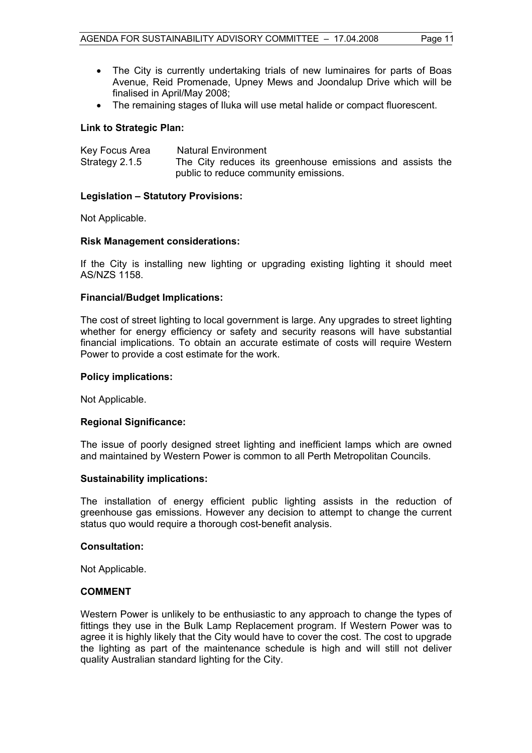- The City is currently undertaking trials of new luminaires for parts of Boas Avenue, Reid Promenade, Upney Mews and Joondalup Drive which will be finalised in April/May 2008;
- The remaining stages of Iluka will use metal halide or compact fluorescent.

**Link to Strategic Plan:**

Key Focus Area Natural Environment
Strategy 2.1.5 The City reduces its greenhouse emissions and assists the public to reduce community emissions.

**Legislation – Statutory Provisions:**

Not Applicable.

**Risk Management considerations:**

If the City is installing new lighting or upgrading existing lighting it should meet AS/NZS 1158.

**Financial/Budget Implications:**

The cost of street lighting to local government is large. Any upgrades to street lighting whether for energy efficiency or safety and security reasons will have substantial financial implications. To obtain an accurate estimate of costs will require Western Power to provide a cost estimate for the work.

**Policy implications:**

Not Applicable.

**Regional Significance:**

The issue of poorly designed street lighting and inefficient lamps which are owned and maintained by Western Power is common to all Perth Metropolitan Councils.

**Sustainability implications:**

The installation of energy efficient public lighting assists in the reduction of greenhouse gas emissions. However any decision to attempt to change the current status quo would require a thorough cost-benefit analysis.

**Consultation:**

Not Applicable.

**COMMENT**

Western Power is unlikely to be enthusiastic to any approach to change the types of fittings they use in the Bulk Lamp Replacement program. If Western Power was to agree it is highly likely that the City would have to cover the cost. The cost to upgrade the lighting as part of the maintenance schedule is high and will still not deliver quality Australian standard lighting for the City.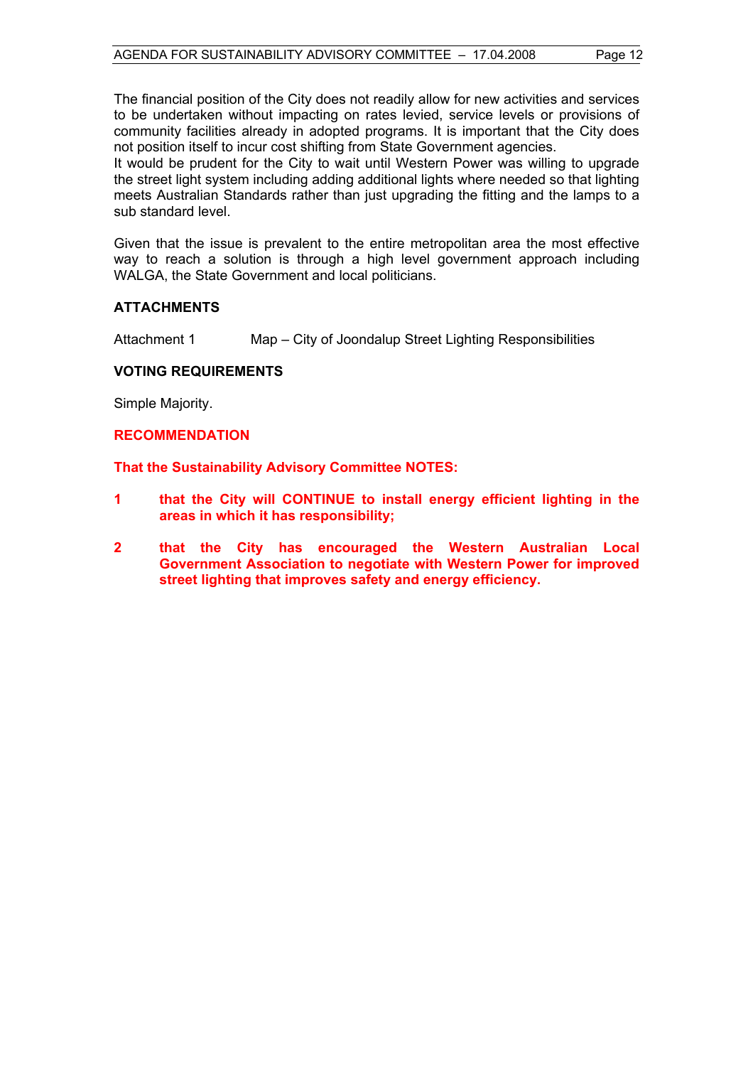The financial position of the City does not readily allow for new activities and services to be undertaken without impacting on rates levied, service levels or provisions of community facilities already in adopted programs. It is important that the City does not position itself to incur cost shifting from State Government agencies.
It would be prudent for the City to wait until Western Power was willing to upgrade the street light system including adding additional lights where needed so that lighting meets Australian Standards rather than just upgrading the fitting and the lamps to a sub standard level.

Given that the issue is prevalent to the entire metropolitan area the most effective way to reach a solution is through a high level government approach including WALGA, the State Government and local politicians.

### ATTACHMENTS

Attachment 1 Map – City of Joondalup Street Lighting Responsibilities

### VOTING REQUIREMENTS

Simple Majority.

### RECOMMENDATION

**That the Sustainability Advisory Committee NOTES:**

**1 that the City will CONTINUE to install energy efficient lighting in the areas in which it has responsibility;**

**2 that the City has encouraged the Western Australian Local Government Association to negotiate with Western Power for improved street lighting that improves safety and energy efficiency.**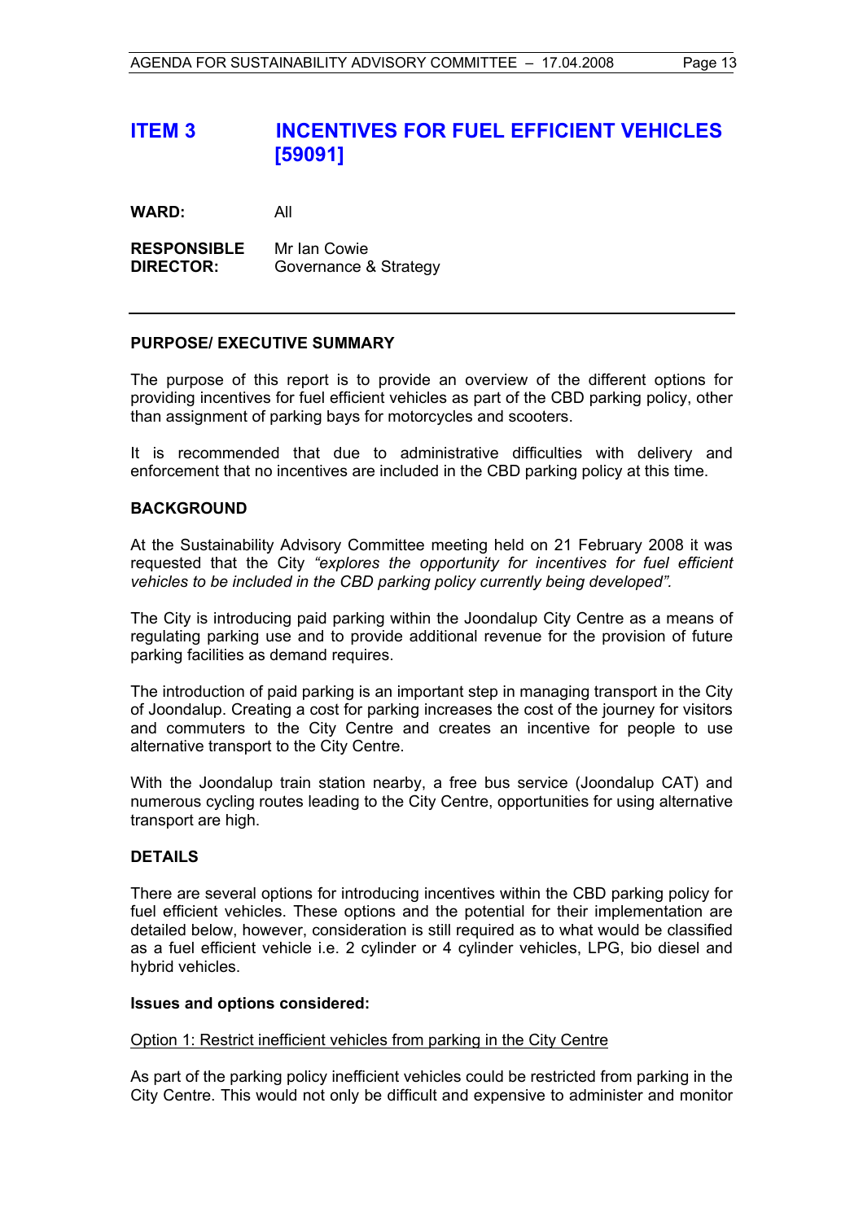# ITEM 3 INCENTIVES FOR FUEL EFFICIENT VEHICLES [59091]

**WARD:** All

**RESPONSIBLE DIRECTOR:** Mr Ian Cowie
Governance & Strategy

---

**PURPOSE/ EXECUTIVE SUMMARY**

The purpose of this report is to provide an overview of the different options for providing incentives for fuel efficient vehicles as part of the CBD parking policy, other than assignment of parking bays for motorcycles and scooters.

It is recommended that due to administrative difficulties with delivery and enforcement that no incentives are included in the CBD parking policy at this time.

**BACKGROUND**

At the Sustainability Advisory Committee meeting held on 21 February 2008 it was requested that the City *"explores the opportunity for incentives for fuel efficient vehicles to be included in the CBD parking policy currently being developed".*

The City is introducing paid parking within the Joondalup City Centre as a means of regulating parking use and to provide additional revenue for the provision of future parking facilities as demand requires.

The introduction of paid parking is an important step in managing transport in the City of Joondalup. Creating a cost for parking increases the cost of the journey for visitors and commuters to the City Centre and creates an incentive for people to use alternative transport to the City Centre.

With the Joondalup train station nearby, a free bus service (Joondalup CAT) and numerous cycling routes leading to the City Centre, opportunities for using alternative transport are high.

**DETAILS**

There are several options for introducing incentives within the CBD parking policy for fuel efficient vehicles. These options and the potential for their implementation are detailed below, however, consideration is still required as to what would be classified as a fuel efficient vehicle i.e. 2 cylinder or 4 cylinder vehicles, LPG, bio diesel and hybrid vehicles.

**Issues and options considered:**

Option 1: Restrict inefficient vehicles from parking in the City Centre

As part of the parking policy inefficient vehicles could be restricted from parking in the City Centre. This would not only be difficult and expensive to administer and monitor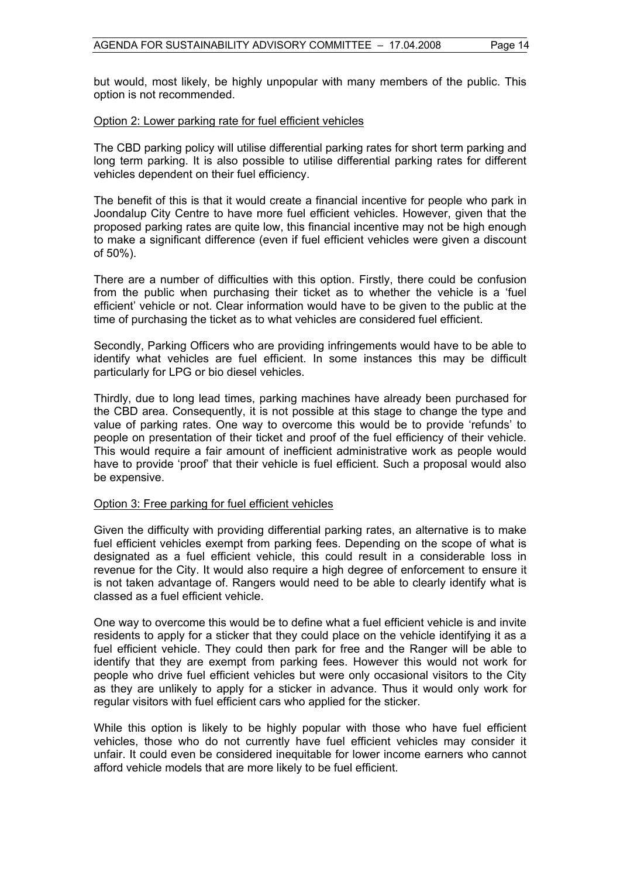but would, most likely, be highly unpopular with many members of the public. This option is not recommended.

Option 2: Lower parking rate for fuel efficient vehicles

The CBD parking policy will utilise differential parking rates for short term parking and long term parking. It is also possible to utilise differential parking rates for different vehicles dependent on their fuel efficiency.

The benefit of this is that it would create a financial incentive for people who park in Joondalup City Centre to have more fuel efficient vehicles. However, given that the proposed parking rates are quite low, this financial incentive may not be high enough to make a significant difference (even if fuel efficient vehicles were given a discount of 50%).

There are a number of difficulties with this option. Firstly, there could be confusion from the public when purchasing their ticket as to whether the vehicle is a 'fuel efficient' vehicle or not. Clear information would have to be given to the public at the time of purchasing the ticket as to what vehicles are considered fuel efficient.

Secondly, Parking Officers who are providing infringements would have to be able to identify what vehicles are fuel efficient. In some instances this may be difficult particularly for LPG or bio diesel vehicles.

Thirdly, due to long lead times, parking machines have already been purchased for the CBD area. Consequently, it is not possible at this stage to change the type and value of parking rates. One way to overcome this would be to provide 'refunds' to people on presentation of their ticket and proof of the fuel efficiency of their vehicle. This would require a fair amount of inefficient administrative work as people would have to provide 'proof' that their vehicle is fuel efficient. Such a proposal would also be expensive.

Option 3: Free parking for fuel efficient vehicles

Given the difficulty with providing differential parking rates, an alternative is to make fuel efficient vehicles exempt from parking fees. Depending on the scope of what is designated as a fuel efficient vehicle, this could result in a considerable loss in revenue for the City. It would also require a high degree of enforcement to ensure it is not taken advantage of. Rangers would need to be able to clearly identify what is classed as a fuel efficient vehicle.

One way to overcome this would be to define what a fuel efficient vehicle is and invite residents to apply for a sticker that they could place on the vehicle identifying it as a fuel efficient vehicle. They could then park for free and the Ranger will be able to identify that they are exempt from parking fees. However this would not work for people who drive fuel efficient vehicles but were only occasional visitors to the City as they are unlikely to apply for a sticker in advance. Thus it would only work for regular visitors with fuel efficient cars who applied for the sticker.

While this option is likely to be highly popular with those who have fuel efficient vehicles, those who do not currently have fuel efficient vehicles may consider it unfair. It could even be considered inequitable for lower income earners who cannot afford vehicle models that are more likely to be fuel efficient.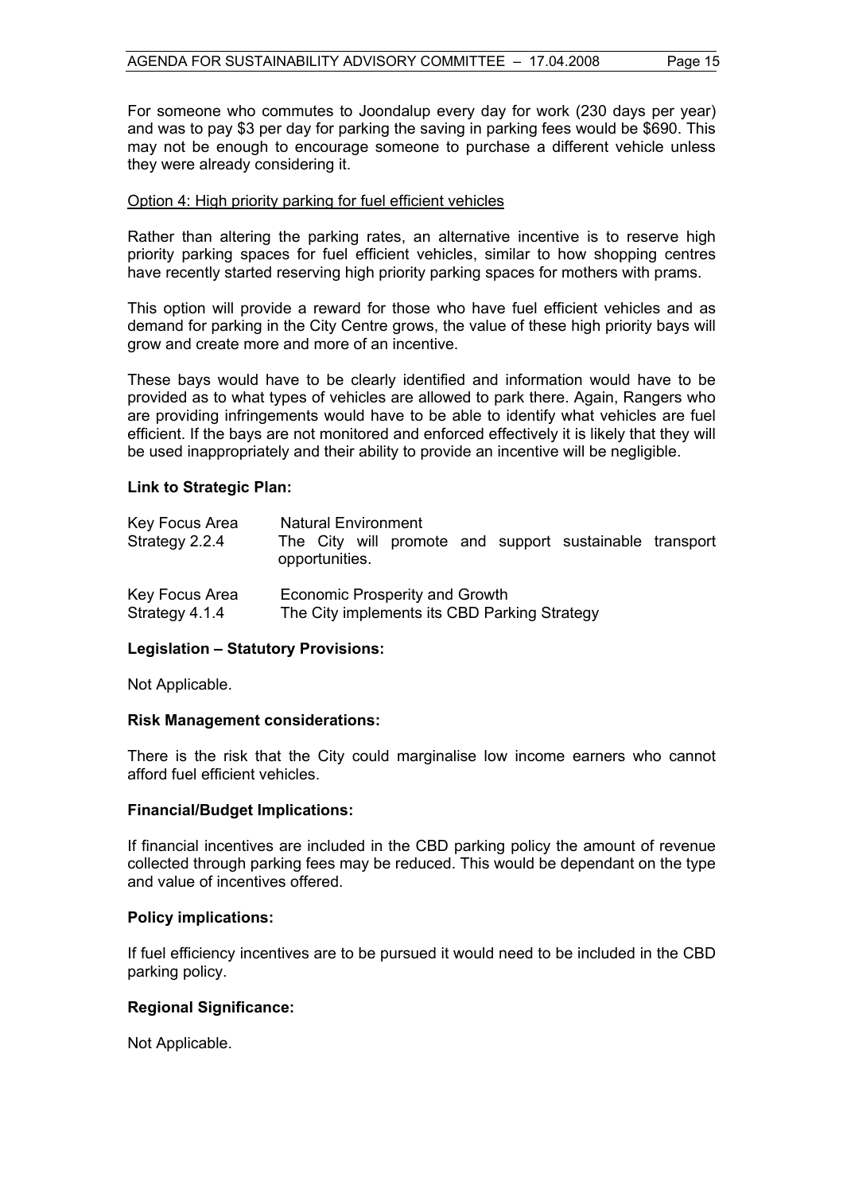For someone who commutes to Joondalup every day for work (230 days per year) and was to pay $3 per day for parking the saving in parking fees would be $690. This may not be enough to encourage someone to purchase a different vehicle unless they were already considering it.

<u>Option 4: High priority parking for fuel efficient vehicles</u>

Rather than altering the parking rates, an alternative incentive is to reserve high priority parking spaces for fuel efficient vehicles, similar to how shopping centres have recently started reserving high priority parking spaces for mothers with prams.

This option will provide a reward for those who have fuel efficient vehicles and as demand for parking in the City Centre grows, the value of these high priority bays will grow and create more and more of an incentive.

These bays would have to be clearly identified and information would have to be provided as to what types of vehicles are allowed to park there. Again, Rangers who are providing infringements would have to be able to identify what vehicles are fuel efficient. If the bays are not monitored and enforced effectively it is likely that they will be used inappropriately and their ability to provide an incentive will be negligible.

**Link to Strategic Plan:**

| | |
|---|---|
| Key Focus Area | Natural Environment |
| Strategy 2.2.4 | The City will promote and support sustainable transport opportunities. |
| Key Focus Area | Economic Prosperity and Growth |
| Strategy 4.1.4 | The City implements its CBD Parking Strategy |

**Legislation – Statutory Provisions:**

Not Applicable.

**Risk Management considerations:**

There is the risk that the City could marginalise low income earners who cannot afford fuel efficient vehicles.

**Financial/Budget Implications:**

If financial incentives are included in the CBD parking policy the amount of revenue collected through parking fees may be reduced. This would be dependant on the type and value of incentives offered.

**Policy implications:**

If fuel efficiency incentives are to be pursued it would need to be included in the CBD parking policy.

**Regional Significance:**

Not Applicable.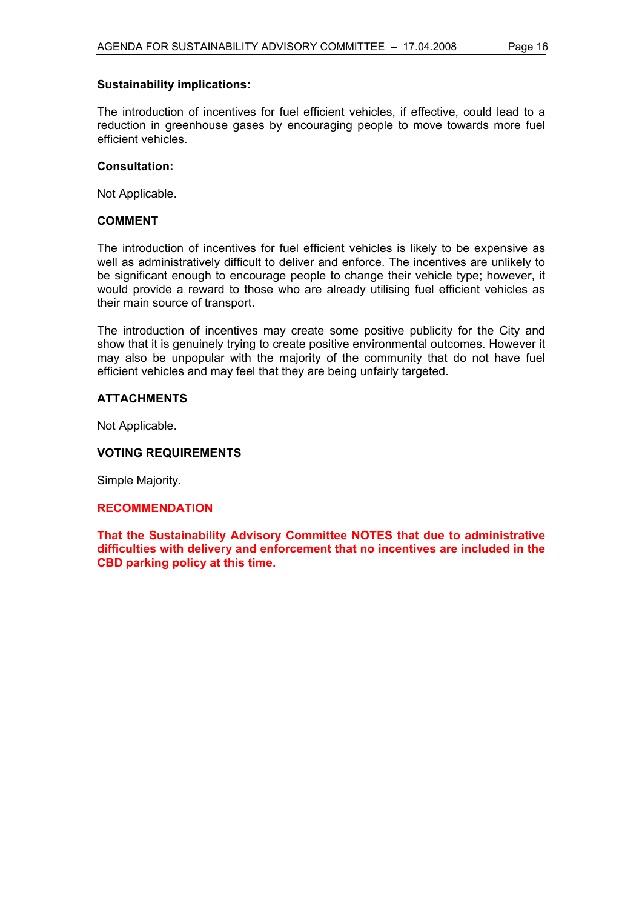**Sustainability implications:**

The introduction of incentives for fuel efficient vehicles, if effective, could lead to a reduction in greenhouse gases by encouraging people to move towards more fuel efficient vehicles.

**Consultation:**

Not Applicable.

## COMMENT

The introduction of incentives for fuel efficient vehicles is likely to be expensive as well as administratively difficult to deliver and enforce. The incentives are unlikely to be significant enough to encourage people to change their vehicle type; however, it would provide a reward to those who are already utilising fuel efficient vehicles as their main source of transport.

The introduction of incentives may create some positive publicity for the City and show that it is genuinely trying to create positive environmental outcomes. However it may also be unpopular with the majority of the community that do not have fuel efficient vehicles and may feel that they are being unfairly targeted.

## ATTACHMENTS

Not Applicable.

## VOTING REQUIREMENTS

Simple Majority.

## RECOMMENDATION

**That the Sustainability Advisory Committee NOTES that due to administrative difficulties with delivery and enforcement that no incentives are included in the CBD parking policy at this time.**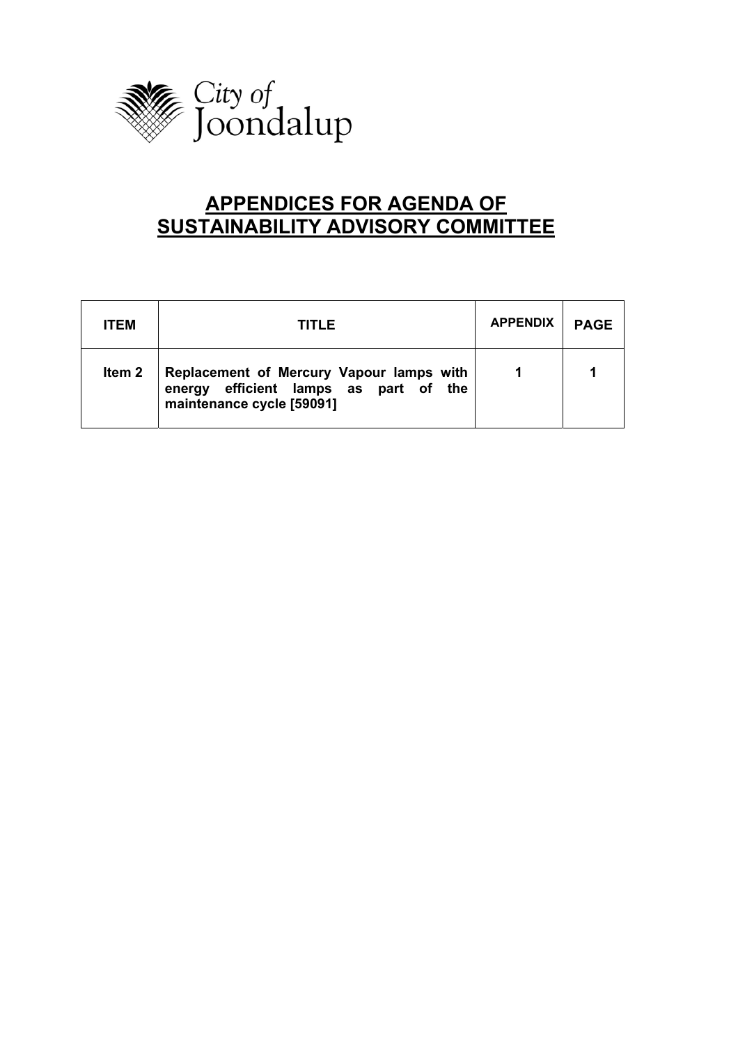City of Joondalup

# APPENDICES FOR AGENDA OF SUSTAINABILITY ADVISORY COMMITTEE

| ITEM | TITLE | APPENDIX | PAGE |
|---|---|---|---|
| Item 2 | Replacement of Mercury Vapour lamps with energy efficient lamps as part of the maintenance cycle [59091] | 1 | 1 |